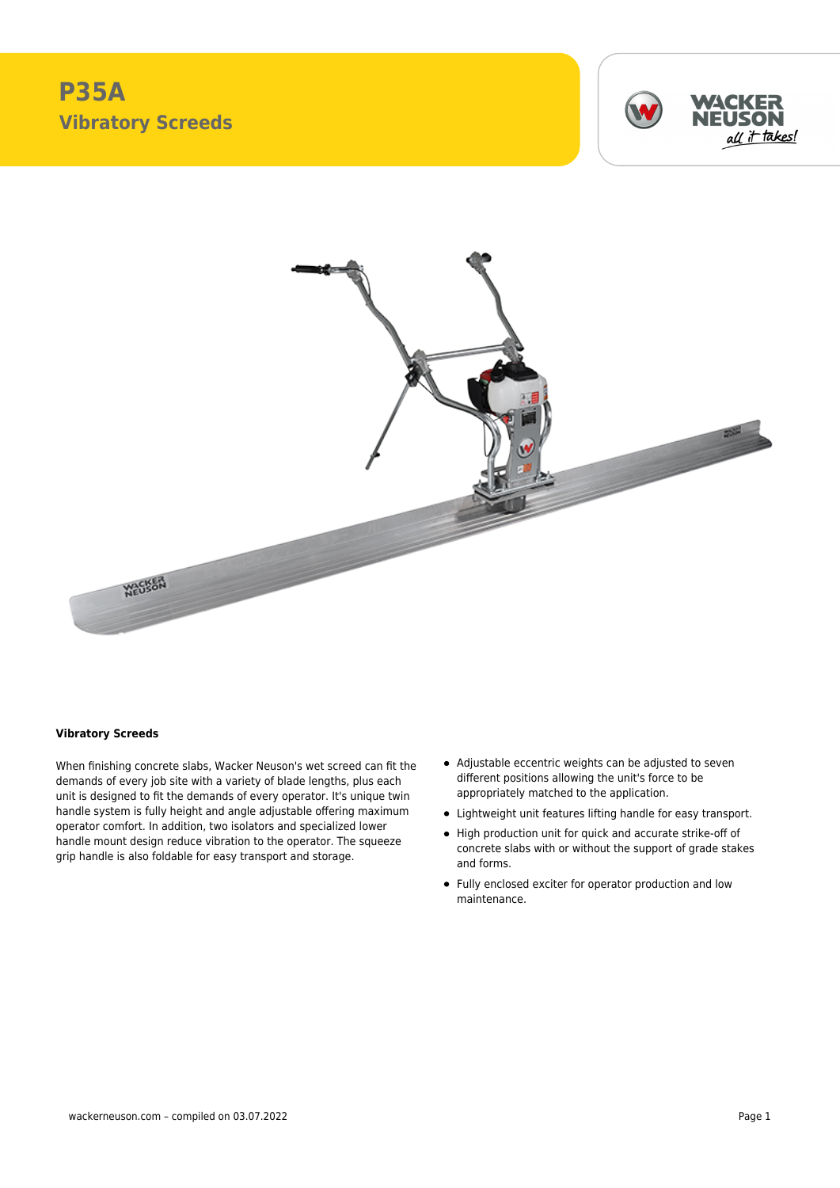# P35A

## Vibratory Screeds

### Vibratory Screeds

When finishing concrete slabs, Wacker Neuson's wet screed can fit the demands of every job site with a variety of blade lengths, plus each unit is designed to fit the demands of every operator. It's unique twin handle system is fully height and angle adjustable offering maximum operator comfort. In addition, two isolators and specialized lower handle mount design reduce vibration to the operator. The squeeze grip handle is also foldable for easy transport and storage.

- Adjustable eccentric weights can be adjusted to seven different positions allowing the unit's force to be appropriately matched to the application.
- Lightweight unit features lifting handle for easy transport.
- High production unit for quick and accurate strike-off of concrete slabs with or without the support of grade stakes and forms.
- Fully enclosed exciter for operator production and low maintenance.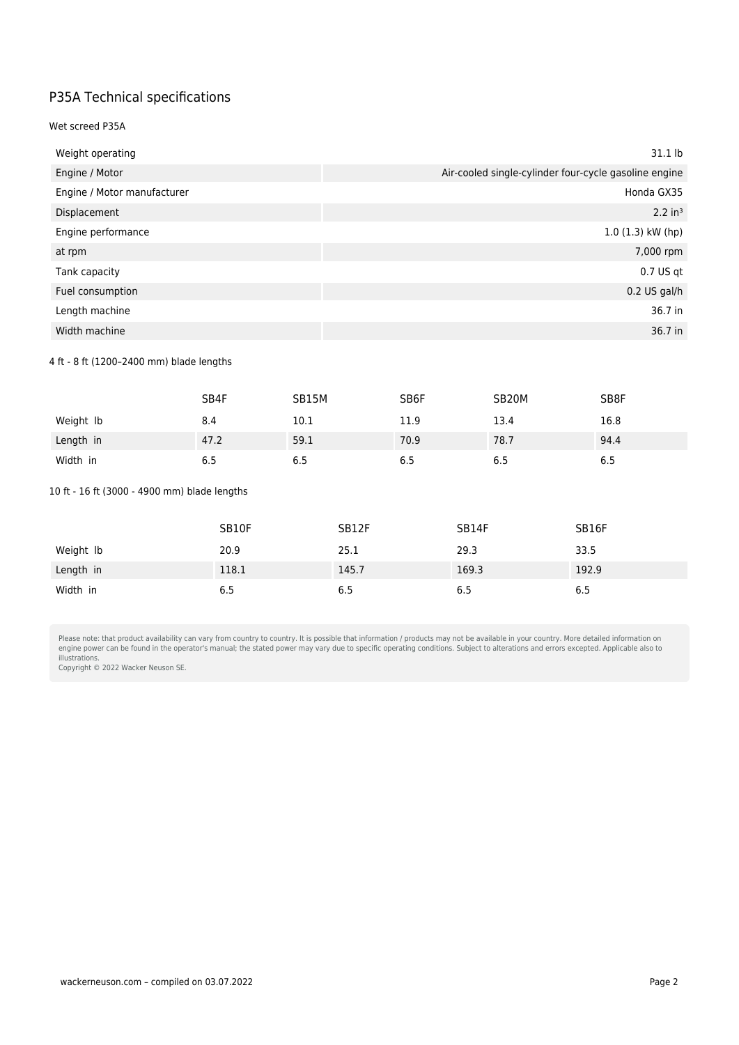## P35A Technical specifications

Wet screed P35A

| | |
|---|---|
| Weight operating | 31.1 lb |
| Engine / Motor | Air-cooled single-cylinder four-cycle gasoline engine |
| Engine / Motor manufacturer | Honda GX35 |
| Displacement | 2.2 in³ |
| Engine performance | 1.0 (1.3) kW (hp) |
| at rpm | 7,000 rpm |
| Tank capacity | 0.7 US qt |
| Fuel consumption | 0.2 US gal/h |
| Length machine | 36.7 in |
| Width machine | 36.7 in |

4 ft - 8 ft (1200–2400 mm) blade lengths

| | SB4F | SB15M | SB6F | SB20M | SB8F |
|---|---|---|---|---|---|
| Weight lb | 8.4 | 10.1 | 11.9 | 13.4 | 16.8 |
| Length in | 47.2 | 59.1 | 70.9 | 78.7 | 94.4 |
| Width in | 6.5 | 6.5 | 6.5 | 6.5 | 6.5 |

10 ft - 16 ft (3000 - 4900 mm) blade lengths

| | SB10F | SB12F | SB14F | SB16F |
|---|---|---|---|---|
| Weight lb | 20.9 | 25.1 | 29.3 | 33.5 |
| Length in | 118.1 | 145.7 | 169.3 | 192.9 |
| Width in | 6.5 | 6.5 | 6.5 | 6.5 |

Please note: that product availability can vary from country to country. It is possible that information / products may not be available in your country. More detailed information on engine power can be found in the operator's manual; the stated power may vary due to specific operating conditions. Subject to alterations and errors excepted. Applicable also to illustrations.
Copyright © 2022 Wacker Neuson SE.